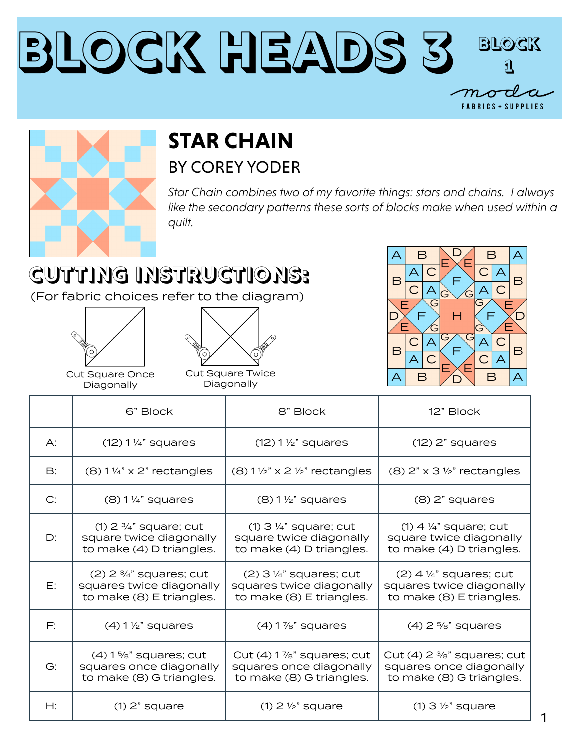# BLOCK HEADS 3

BLOCK 1

moda FABRICS + SUPPLIES

## STAR CHAIN

### BY COREY YODER

*Star Chain combines two of my favorite things: stars and chains. I always like the secondary patterns these sorts of blocks make when used within a quilt.*

## CUTTING INSTRUCTIONS:

(For fabric choices refer to the diagram)

Cut Square Once Diagonally

Cut Square Twice Diagonally

| | 6" Block | 8" Block | 12" Block |
|---|---|---|---|
| A: | (12) 1 ¼" squares | (12) 1 ½" squares | (12) 2" squares |
| B: | (8) 1 ¼" x 2" rectangles | (8) 1 ½" x 2 ½" rectangles | (8) 2" x 3 ½" rectangles |
| C: | (8) 1 ¼" squares | (8) 1 ½" squares | (8) 2" squares |
| D: | (1) 2 ¾" square; cut square twice diagonally to make (4) D triangles. | (1) 3 ¼" square; cut square twice diagonally to make (4) D triangles. | (1) 4 ¼" square; cut square twice diagonally to make (4) D triangles. |
| E: | (2) 2 ¾" squares; cut squares twice diagonally to make (8) E triangles. | (2) 3 ¼" squares; cut squares twice diagonally to make (8) E triangles. | (2) 4 ¼" squares; cut squares twice diagonally to make (8) E triangles. |
| F: | (4) 1 ½" squares | (4) 1 ⅞" squares | (4) 2 ⅝" squares |
| G: | (4) 1 ⅝" squares; cut squares once diagonally to make (8) G triangles. | Cut (4) 1 ⅞" squares; cut squares once diagonally to make (8) G triangles. | Cut (4) 2 ⅜" squares; cut squares once diagonally to make (8) G triangles. |
| H: | (1) 2" square | (1) 2 ½" square | (1) 3 ½" square |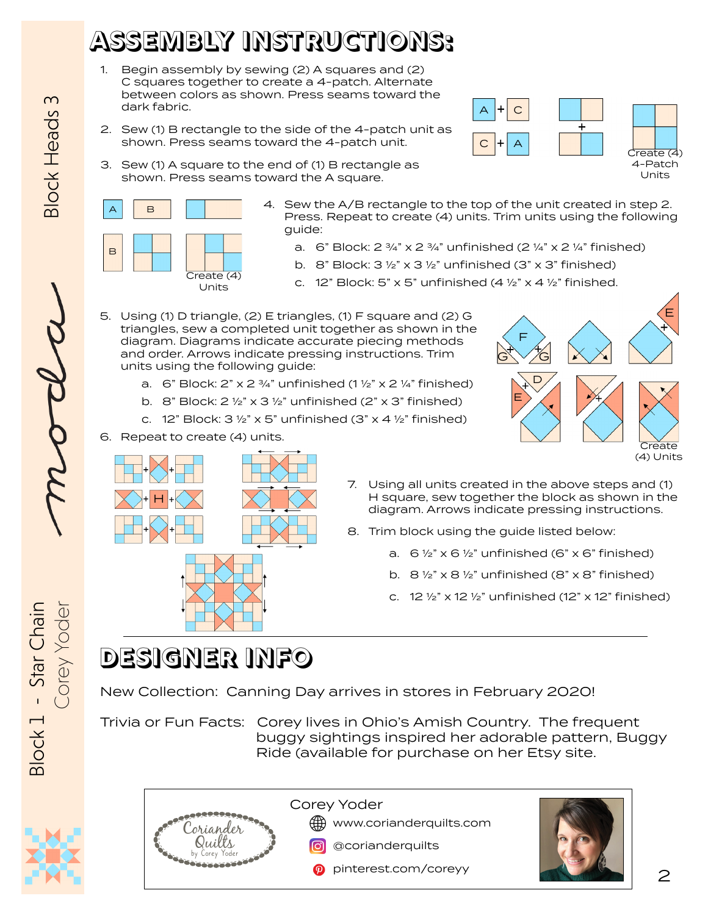# ASSEMBLY INSTRUCTIONS:

1. Begin assembly by sewing (2) A squares and (2) C squares together to create a 4-patch. Alternate between colors as shown. Press seams toward the dark fabric.

2. Sew (1) B rectangle to the side of the 4-patch unit as shown. Press seams toward the 4-patch unit.

3. Sew (1) A square to the end of (1) B rectangle as shown. Press seams toward the A square.

Create (4) 4-Patch Units

Create (4) Units

4. Sew the A/B rectangle to the top of the unit created in step 2. Press. Repeat to create (4) units. Trim units using the following guide:
   a. 6" Block: 2 ¾" x 2 ¾" unfinished (2 ¼" x 2 ¼" finished)
   b. 8" Block: 3 ½" x 3 ½" unfinished (3" x 3" finished)
   c. 12" Block: 5" x 5" unfinished (4 ½" x 4 ½" finished.

5. Using (1) D triangle, (2) E triangles, (1) F square and (2) G triangles, sew a completed unit together as shown in the diagram. Diagrams indicate accurate piecing methods and order. Arrows indicate pressing instructions. Trim units using the following guide:
   a. 6" Block: 2" x 2 ¾" unfinished (1 ½" x 2 ¼" finished)
   b. 8" Block: 2 ½" x 3 ½" unfinished (2" x 3" finished)
   c. 12" Block: 3 ½" x 5" unfinished (3" x 4 ½" finished)

6. Repeat to create (4) units.

Create (4) Units

7. Using all units created in the above steps and (1) H square, sew together the block as shown in the diagram. Arrows indicate pressing instructions.

8. Trim block using the guide listed below:
   a. 6 ½" x 6 ½" unfinished (6" x 6" finished)
   b. 8 ½" x 8 ½" unfinished (8" x 8" finished)
   c. 12 ½" x 12 ½" unfinished (12" x 12" finished)

# DESIGNER INFO

New Collection: Canning Day arrives in stores in February 2020!

Trivia or Fun Facts: Corey lives in Ohio's Amish Country. The frequent buggy sightings inspired her adorable pattern, Buggy Ride (available for purchase on her Etsy site.

Coriander Quilts by Corey Yoder

Corey Yoder

www.corianderquilts.com

@corianderquilts

pinterest.com/coreyy